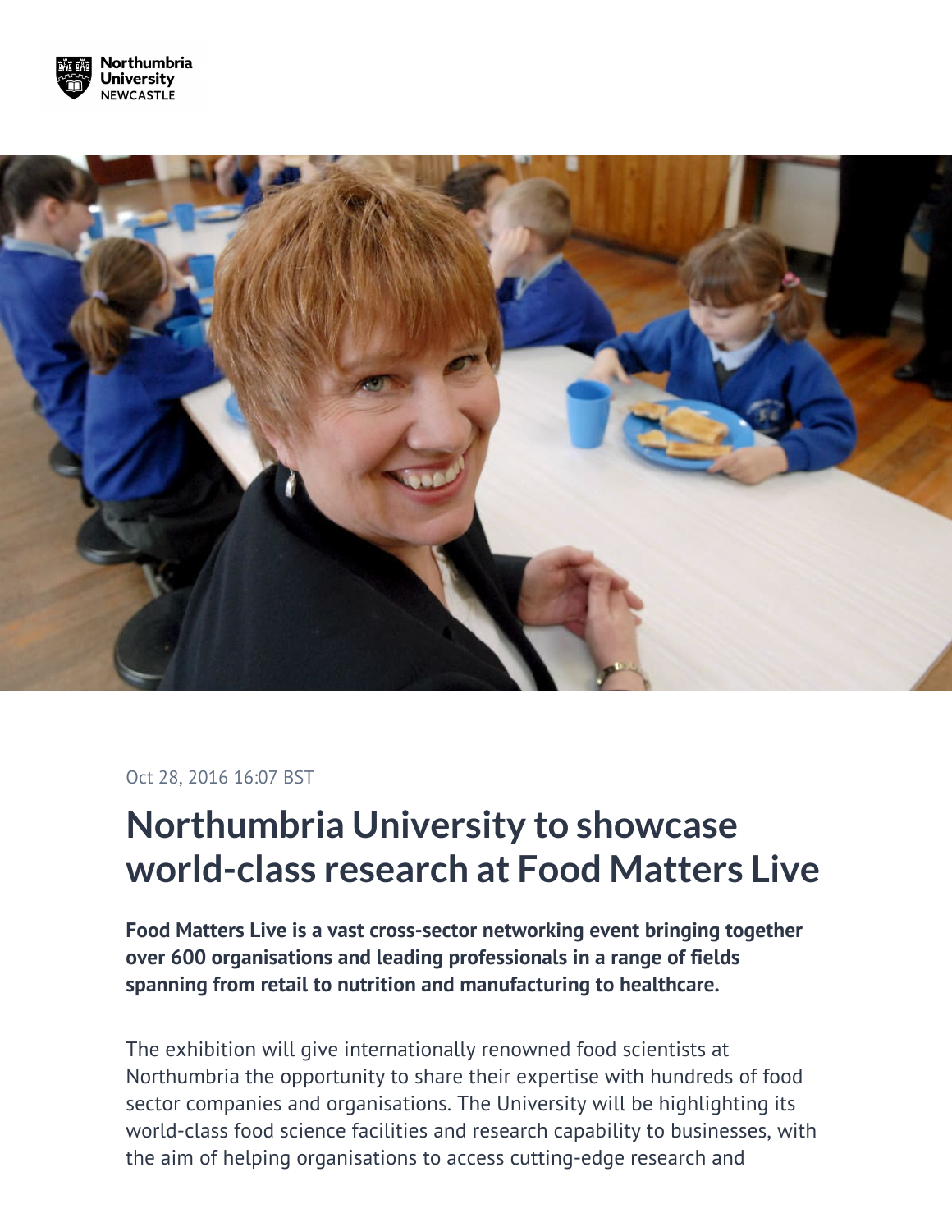Oct 28, 2016 16:07 BST

# Northumbria University to showcase world-class research at Food Matters Live

**Food Matters Live is a vast cross-sector networking event bringing together over 600 organisations and leading professionals in a range of fields spanning from retail to nutrition and manufacturing to healthcare.**

The exhibition will give internationally renowned food scientists at Northumbria the opportunity to share their expertise with hundreds of food sector companies and organisations. The University will be highlighting its world-class food science facilities and research capability to businesses, with the aim of helping organisations to access cutting-edge research and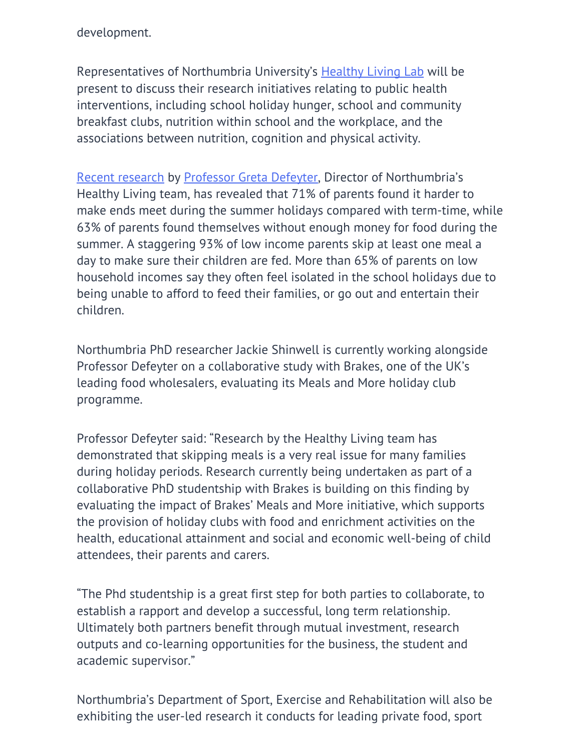development.

Representatives of Northumbria University's Healthy Living Lab will be present to discuss their research initiatives relating to public health interventions, including school holiday hunger, school and community breakfast clubs, nutrition within school and the workplace, and the associations between nutrition, cognition and physical activity.

Recent research by Professor Greta Defeyter, Director of Northumbria's Healthy Living team, has revealed that 71% of parents found it harder to make ends meet during the summer holidays compared with term-time, while 63% of parents found themselves without enough money for food during the summer. A staggering 93% of low income parents skip at least one meal a day to make sure their children are fed. More than 65% of parents on low household incomes say they often feel isolated in the school holidays due to being unable to afford to feed their families, or go out and entertain their children.

Northumbria PhD researcher Jackie Shinwell is currently working alongside Professor Defeyter on a collaborative study with Brakes, one of the UK's leading food wholesalers, evaluating its Meals and More holiday club programme.

Professor Defeyter said: "Research by the Healthy Living team has demonstrated that skipping meals is a very real issue for many families during holiday periods. Research currently being undertaken as part of a collaborative PhD studentship with Brakes is building on this finding by evaluating the impact of Brakes' Meals and More initiative, which supports the provision of holiday clubs with food and enrichment activities on the health, educational attainment and social and economic well-being of child attendees, their parents and carers.

"The Phd studentship is a great first step for both parties to collaborate, to establish a rapport and develop a successful, long term relationship. Ultimately both partners benefit through mutual investment, research outputs and co-learning opportunities for the business, the student and academic supervisor."

Northumbria's Department of Sport, Exercise and Rehabilitation will also be exhibiting the user-led research it conducts for leading private food, sport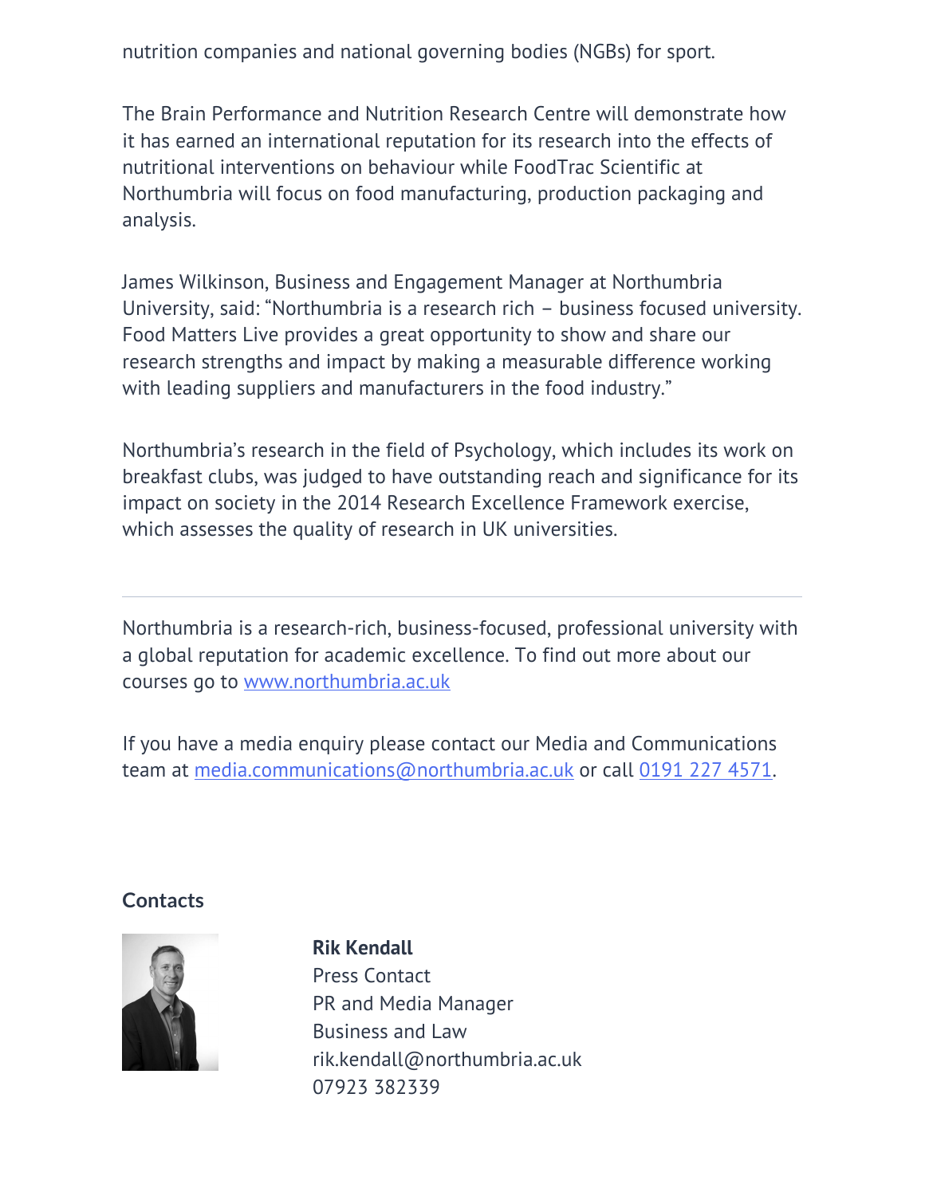nutrition companies and national governing bodies (NGBs) for sport.

The Brain Performance and Nutrition Research Centre will demonstrate how it has earned an international reputation for its research into the effects of nutritional interventions on behaviour while FoodTrac Scientific at Northumbria will focus on food manufacturing, production packaging and analysis.

James Wilkinson, Business and Engagement Manager at Northumbria University, said: "Northumbria is a research rich – business focused university. Food Matters Live provides a great opportunity to show and share our research strengths and impact by making a measurable difference working with leading suppliers and manufacturers in the food industry."

Northumbria's research in the field of Psychology, which includes its work on breakfast clubs, was judged to have outstanding reach and significance for its impact on society in the 2014 Research Excellence Framework exercise, which assesses the quality of research in UK universities.

---

Northumbria is a research-rich, business-focused, professional university with a global reputation for academic excellence. To find out more about our courses go to [www.northumbria.ac.uk](http://www.northumbria.ac.uk)

If you have a media enquiry please contact our Media and Communications team at [media.communications@northumbria.ac.uk](mailto:media.communications@northumbria.ac.uk) or call [0191 227 4571](tel:01912274571).

## Contacts

**Rik Kendall**
Press Contact
PR and Media Manager
Business and Law
rik.kendall@northumbria.ac.uk
07923 382339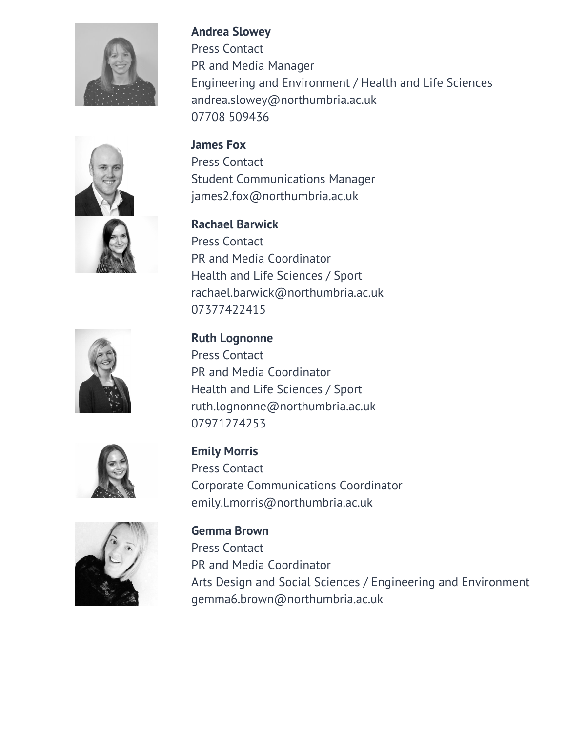**Andrea Slowey**
Press Contact
PR and Media Manager
Engineering and Environment / Health and Life Sciences
andrea.slowey@northumbria.ac.uk
07708 509436

**James Fox**
Press Contact
Student Communications Manager
james2.fox@northumbria.ac.uk

**Rachael Barwick**
Press Contact
PR and Media Coordinator
Health and Life Sciences / Sport
rachael.barwick@northumbria.ac.uk
07377422415

**Ruth Lognonne**
Press Contact
PR and Media Coordinator
Health and Life Sciences / Sport
ruth.lognonne@northumbria.ac.uk
07971274253

**Emily Morris**
Press Contact
Corporate Communications Coordinator
emily.l.morris@northumbria.ac.uk

**Gemma Brown**
Press Contact
PR and Media Coordinator
Arts Design and Social Sciences / Engineering and Environment
gemma6.brown@northumbria.ac.uk